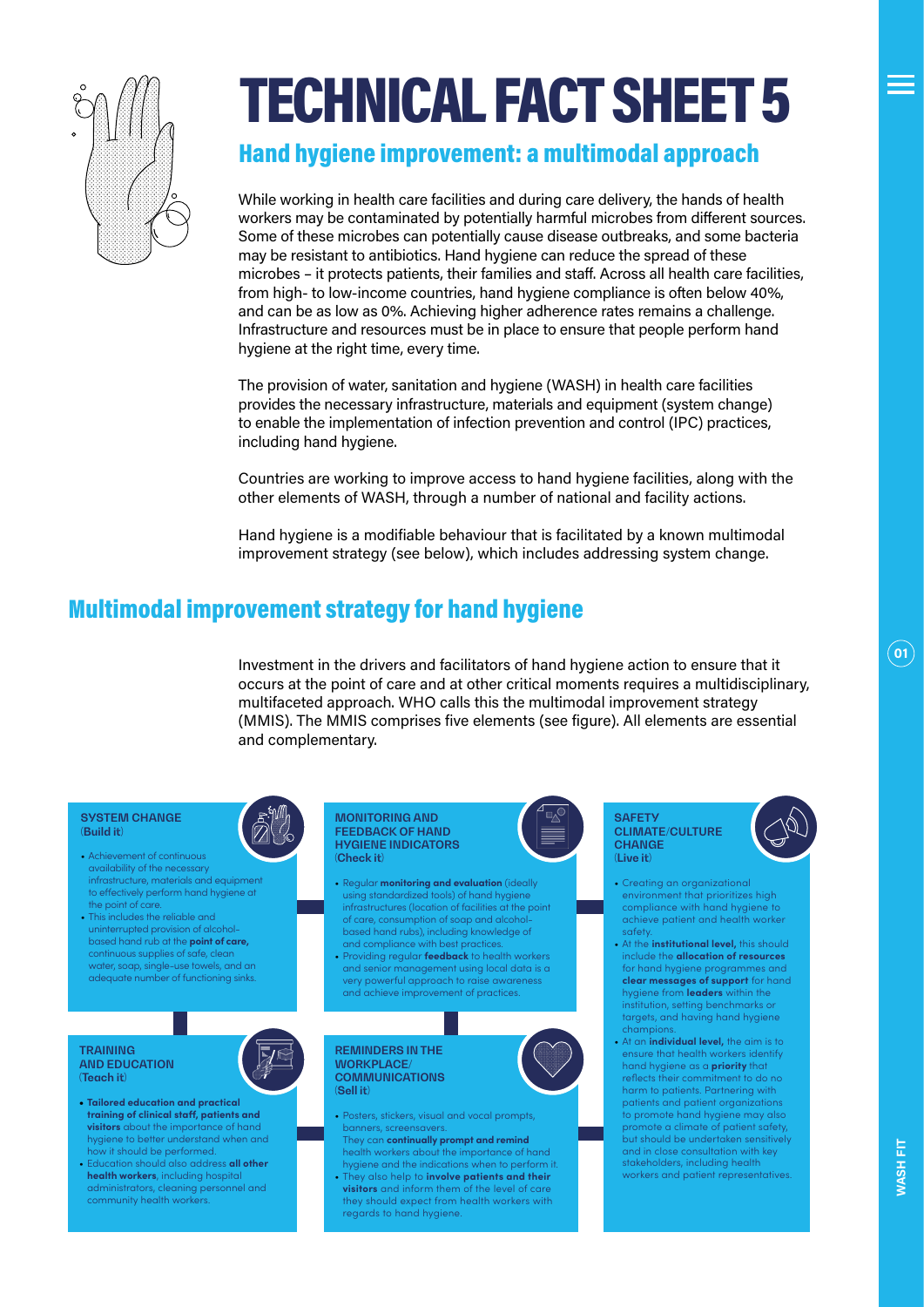# TECHNICAL FACT SHEET 5

## Hand hygiene improvement: a multimodal approach

While working in health care facilities and during care delivery, the hands of health workers may be contaminated by potentially harmful microbes from different sources. Some of these microbes can potentially cause disease outbreaks, and some bacteria may be resistant to antibiotics. Hand hygiene can reduce the spread of these microbes – it protects patients, their families and staff. Across all health care facilities, from high- to low-income countries, hand hygiene compliance is often below 40%, and can be as low as 0%. Achieving higher adherence rates remains a challenge. Infrastructure and resources must be in place to ensure that people perform hand hygiene at the right time, every time.

The provision of water, sanitation and hygiene (WASH) in health care facilities provides the necessary infrastructure, materials and equipment (system change) to enable the implementation of infection prevention and control (IPC) practices, including hand hygiene.

Countries are working to improve access to hand hygiene facilities, along with the other elements of WASH, through a number of national and facility actions.

Hand hygiene is a modifiable behaviour that is facilitated by a known multimodal improvement strategy (see below), which includes addressing system change.

## Multimodal improvement strategy for hand hygiene

Investment in the drivers and facilitators of hand hygiene action to ensure that it occurs at the point of care and at other critical moments requires a multidisciplinary, multifaceted approach. WHO calls this the multimodal improvement strategy (MMIS). The MMIS comprises five elements (see figure). All elements are essential and complementary.

### SYSTEM CHANGE (Build it)

- Achievement of continuous availability of the necessary infrastructure, materials and equipment to effectively perform hand hygiene at the point of care.
- This includes the reliable and uninterrupted provision of alcohol-based hand rub at the **point of care,** continuous supplies of safe, clean water, soap, single-use towels, and an adequate number of functioning sinks.

### TRAINING AND EDUCATION (Teach it)

- **Tailored education and practical training of clinical staff, patients and visitors** about the importance of hand hygiene to better understand when and how it should be performed.
- Education should also address **all other health workers**, including hospital administrators, cleaning personnel and community health workers.

### MONITORING AND FEEDBACK OF HAND HYGIENE INDICATORS (Check it)

- Regular **monitoring and evaluation** (ideally using standardized tools) of hand hygiene infrastructures (location of facilities at the point of care, consumption of soap and alcohol-based hand rubs), including knowledge of and compliance with best practices.
- Providing regular **feedback** to health workers and senior management using local data is a very powerful approach to raise awareness and achieve improvement of practices.

### REMINDERS IN THE WORKPLACE/ COMMUNICATIONS (Sell it)

- Posters, stickers, visual and vocal prompts, banners, screensavers. They can **continually prompt and remind** health workers about the importance of hand hygiene and the indications when to perform it.
- They also help to **involve patients and their visitors** and inform them of the level of care they should expect from health workers with regards to hand hygiene.

### SAFETY CLIMATE/CULTURE CHANGE (Live it)

- Creating an organizational environment that prioritizes high compliance with hand hygiene to achieve patient and health worker safety.
- At the **institutional level,** this should include the **allocation of resources** for hand hygiene programmes and **clear messages of support** for hand hygiene from **leaders** within the institution, setting benchmarks or targets, and having hand hygiene champions.
- At an **individual level,** the aim is to ensure that health workers identify hand hygiene as a **priority** that reflects their commitment to do no harm to patients. Partnering with patients and patient organizations to promote hand hygiene may also promote a climate of patient safety, but should be undertaken sensitively and in close consultation with key stakeholders, including health workers and patient representatives.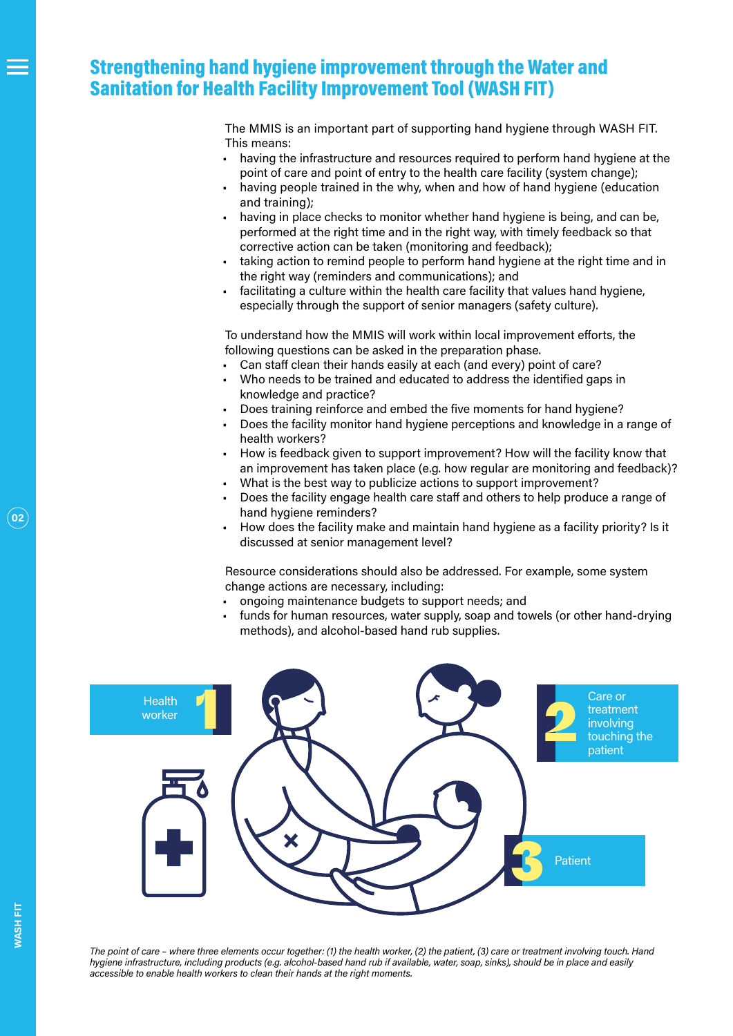## Strengthening hand hygiene improvement through the Water and Sanitation for Health Facility Improvement Tool (WASH FIT)

The MMIS is an important part of supporting hand hygiene through WASH FIT. This means:

- having the infrastructure and resources required to perform hand hygiene at the point of care and point of entry to the health care facility (system change);
- having people trained in the why, when and how of hand hygiene (education and training);
- having in place checks to monitor whether hand hygiene is being, and can be, performed at the right time and in the right way, with timely feedback so that corrective action can be taken (monitoring and feedback);
- taking action to remind people to perform hand hygiene at the right time and in the right way (reminders and communications); and
- facilitating a culture within the health care facility that values hand hygiene, especially through the support of senior managers (safety culture).

To understand how the MMIS will work within local improvement efforts, the following questions can be asked in the preparation phase.

- Can staff clean their hands easily at each (and every) point of care?
- Who needs to be trained and educated to address the identified gaps in knowledge and practice?
- Does training reinforce and embed the five moments for hand hygiene?
- Does the facility monitor hand hygiene perceptions and knowledge in a range of health workers?
- How is feedback given to support improvement? How will the facility know that an improvement has taken place (e.g. how regular are monitoring and feedback)?
- What is the best way to publicize actions to support improvement?
- Does the facility engage health care staff and others to help produce a range of hand hygiene reminders?
- How does the facility make and maintain hand hygiene as a facility priority? Is it discussed at senior management level?

Resource considerations should also be addressed. For example, some system change actions are necessary, including:

- ongoing maintenance budgets to support needs; and
- funds for human resources, water supply, soap and towels (or other hand-drying methods), and alcohol-based hand rub supplies.

1 Health worker

2 Care or treatment involving touching the patient

3 Patient

*The point of care – where three elements occur together: (1) the health worker, (2) the patient, (3) care or treatment involving touch. Hand hygiene infrastructure, including products (e.g. alcohol-based hand rub if available, water, soap, sinks), should be in place and easily accessible to enable health workers to clean their hands at the right moments.*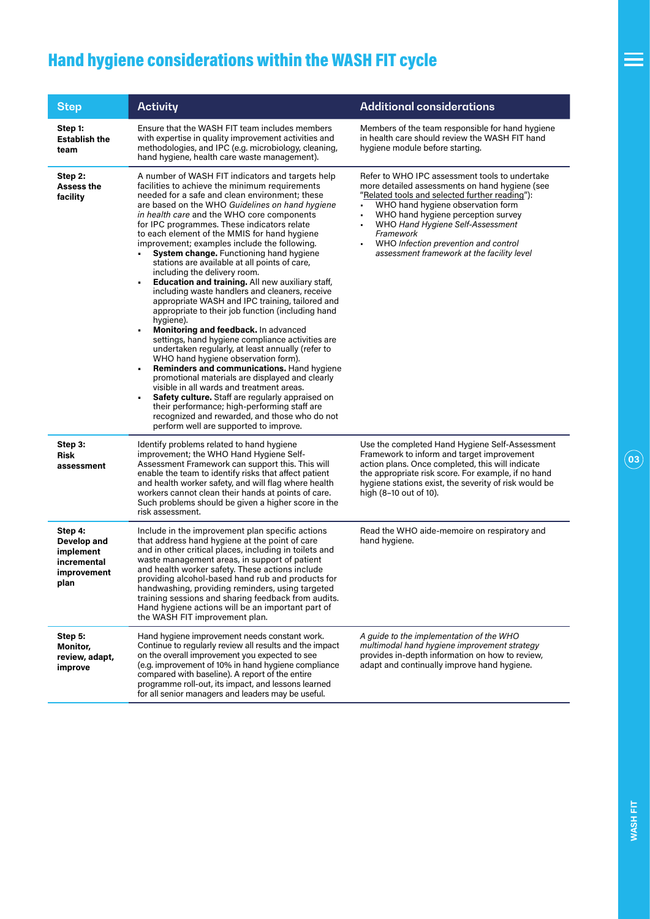# Hand hygiene considerations within the WASH FIT cycle

| Step | Activity | Additional considerations |
|---|---|---|
| **Step 1: Establish the team** | Ensure that the WASH FIT team includes members with expertise in quality improvement activities and methodologies, and IPC (e.g. microbiology, cleaning, hand hygiene, health care waste management). | Members of the team responsible for hand hygiene in health care should review the WASH FIT hand hygiene module before starting. |
| **Step 2: Assess the facility** | A number of WASH FIT indicators and targets help facilities to achieve the minimum requirements needed for a safe and clean environment; these are based on the WHO *Guidelines on hand hygiene in health care* and the WHO core components for IPC programmes. These indicators relate to each element of the MMIS for hand hygiene improvement; examples include the following.<br>▪ **System change.** Functioning hand hygiene stations are available at all points of care, including the delivery room.<br>▪ **Education and training.** All new auxiliary staff, including waste handlers and cleaners, receive appropriate WASH and IPC training, tailored and appropriate to their job function (including hand hygiene).<br>▪ **Monitoring and feedback.** In advanced settings, hand hygiene compliance activities are undertaken regularly, at least annually (refer to WHO hand hygiene observation form).<br>▪ **Reminders and communications.** Hand hygiene promotional materials are displayed and clearly visible in all wards and treatment areas.<br>▪ **Safety culture.** Staff are regularly appraised on their performance; high-performing staff are recognized and rewarded, and those who do not perform well are supported to improve. | Refer to WHO IPC assessment tools to undertake more detailed assessments on hand hygiene (see "Related tools and selected further reading"):<br>▪ WHO hand hygiene observation form<br>▪ WHO hand hygiene perception survey<br>▪ WHO *Hand Hygiene Self-Assessment Framework*<br>▪ WHO *Infection prevention and control assessment framework at the facility level* |
| **Step 3: Risk assessment** | Identify problems related to hand hygiene improvement; the WHO Hand Hygiene Self-Assessment Framework can support this. This will enable the team to identify risks that affect patient and health worker safety, and will flag where health workers cannot clean their hands at points of care. Such problems should be given a higher score in the risk assessment. | Use the completed Hand Hygiene Self-Assessment Framework to inform and target improvement action plans. Once completed, this will indicate the appropriate risk score. For example, if no hand hygiene stations exist, the severity of risk would be high (8–10 out of 10). |
| **Step 4: Develop and implement incremental improvement plan** | Include in the improvement plan specific actions that address hand hygiene at the point of care and in other critical places, including in toilets and waste management areas, in support of patient and health worker safety. These actions include providing alcohol-based hand rub and products for handwashing, providing reminders, using targeted training sessions and sharing feedback from audits. Hand hygiene actions will be an important part of the WASH FIT improvement plan. | Read the WHO aide-memoire on respiratory and hand hygiene. |
| **Step 5: Monitor, review, adapt, improve** | Hand hygiene improvement needs constant work. Continue to regularly review all results and the impact on the overall improvement you expected to see (e.g. improvement of 10% in hand hygiene compliance compared with baseline). A report of the entire programme roll-out, its impact, and lessons learned for all senior managers and leaders may be useful. | *A guide to the implementation of the WHO multimodal hand hygiene improvement strategy* provides in-depth information on how to review, adapt and continually improve hand hygiene. |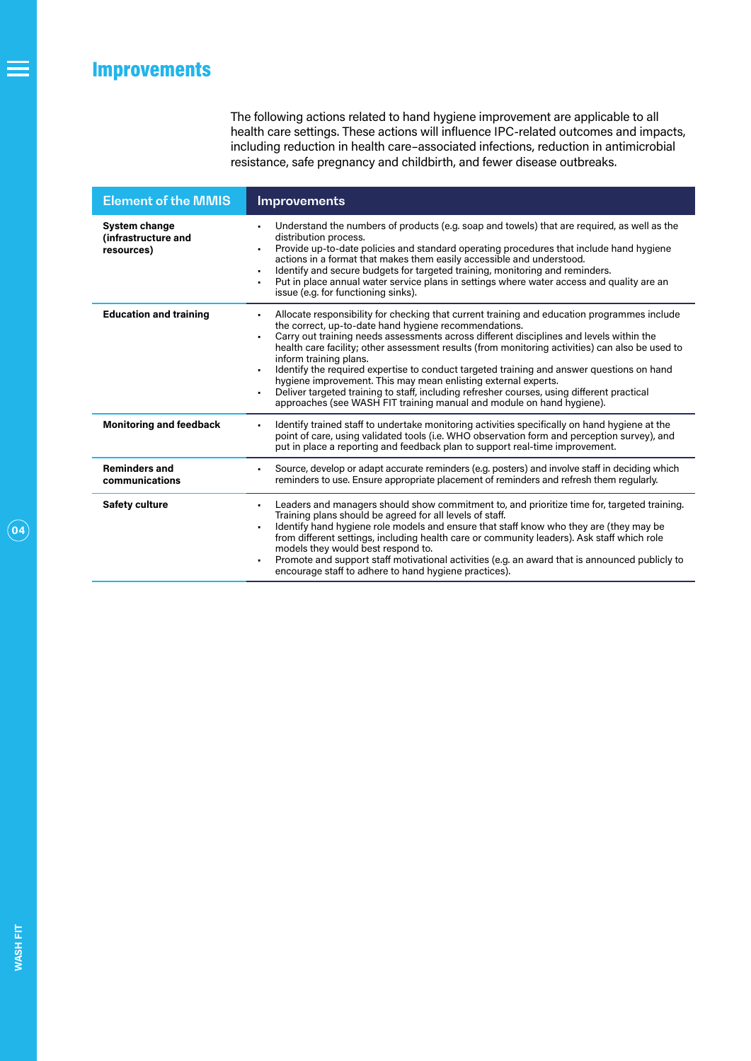# Improvements

The following actions related to hand hygiene improvement are applicable to all health care settings. These actions will influence IPC-related outcomes and impacts, including reduction in health care–associated infections, reduction in antimicrobial resistance, safe pregnancy and childbirth, and fewer disease outbreaks.

| Element of the MMIS | Improvements |
|---|---|
| **System change (infrastructure and resources)** | • Understand the numbers of products (e.g. soap and towels) that are required, as well as the distribution process.<br>• Provide up-to-date policies and standard operating procedures that include hand hygiene actions in a format that makes them easily accessible and understood.<br>• Identify and secure budgets for targeted training, monitoring and reminders.<br>• Put in place annual water service plans in settings where water access and quality are an issue (e.g. for functioning sinks). |
| **Education and training** | • Allocate responsibility for checking that current training and education programmes include the correct, up-to-date hand hygiene recommendations.<br>• Carry out training needs assessments across different disciplines and levels within the health care facility; other assessment results (from monitoring activities) can also be used to inform training plans.<br>• Identify the required expertise to conduct targeted training and answer questions on hand hygiene improvement. This may mean enlisting external experts.<br>• Deliver targeted training to staff, including refresher courses, using different practical approaches (see WASH FIT training manual and module on hand hygiene). |
| **Monitoring and feedback** | • Identify trained staff to undertake monitoring activities specifically on hand hygiene at the point of care, using validated tools (i.e. WHO observation form and perception survey), and put in place a reporting and feedback plan to support real-time improvement. |
| **Reminders and communications** | • Source, develop or adapt accurate reminders (e.g. posters) and involve staff in deciding which reminders to use. Ensure appropriate placement of reminders and refresh them regularly. |
| **Safety culture** | • Leaders and managers should show commitment to, and prioritize time for, targeted training. Training plans should be agreed for all levels of staff.<br>• Identify hand hygiene role models and ensure that staff know who they are (they may be from different settings, including health care or community leaders). Ask staff which role models they would best respond to.<br>• Promote and support staff motivational activities (e.g. an award that is announced publicly to encourage staff to adhere to hand hygiene practices). |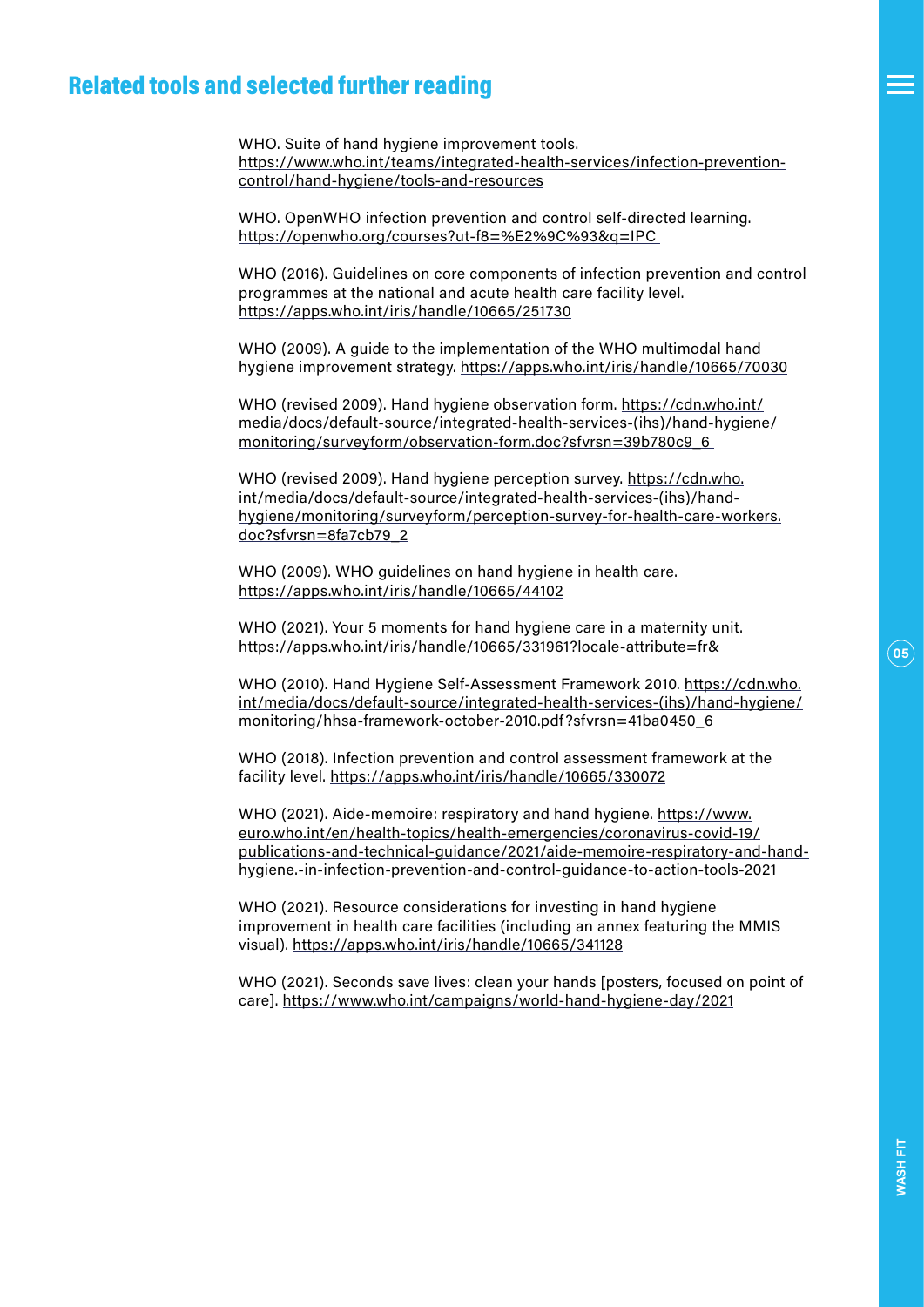## Related tools and selected further reading

WHO. Suite of hand hygiene improvement tools. https://www.who.int/teams/integrated-health-services/infection-prevention-control/hand-hygiene/tools-and-resources

WHO. OpenWHO infection prevention and control self-directed learning. https://openwho.org/courses?ut-f8=%E2%9C%93&q=IPC

WHO (2016). Guidelines on core components of infection prevention and control programmes at the national and acute health care facility level. https://apps.who.int/iris/handle/10665/251730

WHO (2009). A guide to the implementation of the WHO multimodal hand hygiene improvement strategy. https://apps.who.int/iris/handle/10665/70030

WHO (revised 2009). Hand hygiene observation form. https://cdn.who.int/media/docs/default-source/integrated-health-services-(ihs)/hand-hygiene/monitoring/surveyform/observation-form.doc?sfvrsn=39b780c9_6

WHO (revised 2009). Hand hygiene perception survey. https://cdn.who.int/media/docs/default-source/integrated-health-services-(ihs)/hand-hygiene/monitoring/surveyform/perception-survey-for-health-care-workers.doc?sfvrsn=8fa7cb79_2

WHO (2009). WHO guidelines on hand hygiene in health care. https://apps.who.int/iris/handle/10665/44102

WHO (2021). Your 5 moments for hand hygiene care in a maternity unit. https://apps.who.int/iris/handle/10665/331961?locale-attribute=fr&

WHO (2010). Hand Hygiene Self-Assessment Framework 2010. https://cdn.who.int/media/docs/default-source/integrated-health-services-(ihs)/hand-hygiene/monitoring/hhsa-framework-october-2010.pdf?sfvrsn=41ba0450_6

WHO (2018). Infection prevention and control assessment framework at the facility level. https://apps.who.int/iris/handle/10665/330072

WHO (2021). Aide-memoire: respiratory and hand hygiene. https://www.euro.who.int/en/health-topics/health-emergencies/coronavirus-covid-19/publications-and-technical-guidance/2021/aide-memoire-respiratory-and-hand-hygiene.-in-infection-prevention-and-control-guidance-to-action-tools-2021

WHO (2021). Resource considerations for investing in hand hygiene improvement in health care facilities (including an annex featuring the MMIS visual). https://apps.who.int/iris/handle/10665/341128

WHO (2021). Seconds save lives: clean your hands [posters, focused on point of care]. https://www.who.int/campaigns/world-hand-hygiene-day/2021